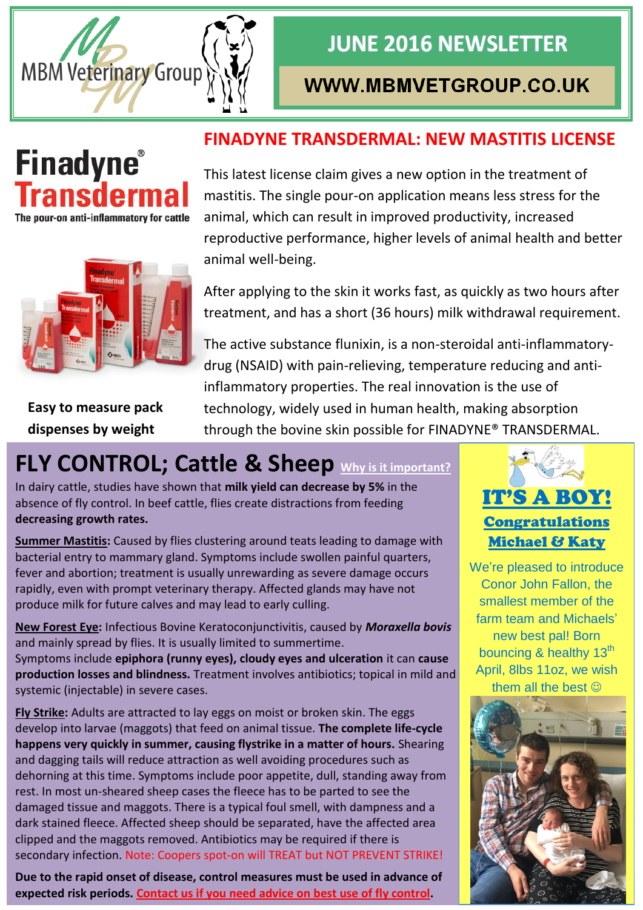MBM Veterinary Group

# JUNE 2016 NEWSLETTER

WWW.MBMVETGROUP.CO.UK

## FINADYNE TRANSDERMAL: NEW MASTITIS LICENSE

**Finadyne® Transdermal**
The pour-on anti-inflammatory for cattle

This latest license claim gives a new option in the treatment of mastitis. The single pour-on application means less stress for the animal, which can result in improved productivity, increased reproductive performance, higher levels of animal health and better animal well-being.

After applying to the skin it works fast, as quickly as two hours after treatment, and has a short (36 hours) milk withdrawal requirement.

The active substance flunixin, is a non-steroidal anti-inflammatory-drug (NSAID) with pain-relieving, temperature reducing and anti-inflammatory properties. The real innovation is the use of technology, widely used in human health, making absorption through the bovine skin possible for FINADYNE® TRANSDERMAL.

Easy to measure pack dispenses by weight

## FLY CONTROL; Cattle & Sheep

Why is it important?

In dairy cattle, studies have shown that **milk yield can decrease by 5%** in the absence of fly control. In beef cattle, flies create distractions from feeding **decreasing growth rates.**

**Summer Mastitis:** Caused by flies clustering around teats leading to damage with bacterial entry to mammary gland. Symptoms include swollen painful quarters, fever and abortion; treatment is usually unrewarding as severe damage occurs rapidly, even with prompt veterinary therapy. Affected glands may have not produce milk for future calves and may lead to early culling.

**New Forest Eye:** Infectious Bovine Keratoconjunctivitis, caused by ***Moraxella bovis*** and mainly spread by flies. It is usually limited to summertime.
Symptoms include **epiphora (runny eyes), cloudy eyes and ulceration** it can **cause production losses and blindness.** Treatment involves antibiotics; topical in mild and systemic (injectable) in severe cases.

**Fly Strike:** Adults are attracted to lay eggs on moist or broken skin. The eggs develop into larvae (maggots) that feed on animal tissue. **The complete life-cycle happens very quickly in summer, causing flystrike in a matter of hours.** Shearing and dagging tails will reduce attraction as well avoiding procedures such as dehorning at this time. Symptoms include poor appetite, dull, standing away from rest. In most un-sheared sheep cases the fleece has to be parted to see the damaged tissue and maggots. There is a typical foul smell, with dampness and a dark stained fleece. Affected sheep should be separated, have the affected area clipped and the maggots removed. Antibiotics may be required if there is secondary infection. Note: Coopers spot-on will TREAT but NOT PREVENT STRIKE!

**Due to the rapid onset of disease, control measures must be used in advance of expected risk periods.** Contact us if you need advice on best use of fly control.

## IT'S A BOY!

**Congratulations Michael & Katy**

We're pleased to introduce Conor John Fallon, the smallest member of the farm team and Michaels' new best pal! Born bouncing & healthy 13th April, 8lbs 11oz, we wish them all the best ☺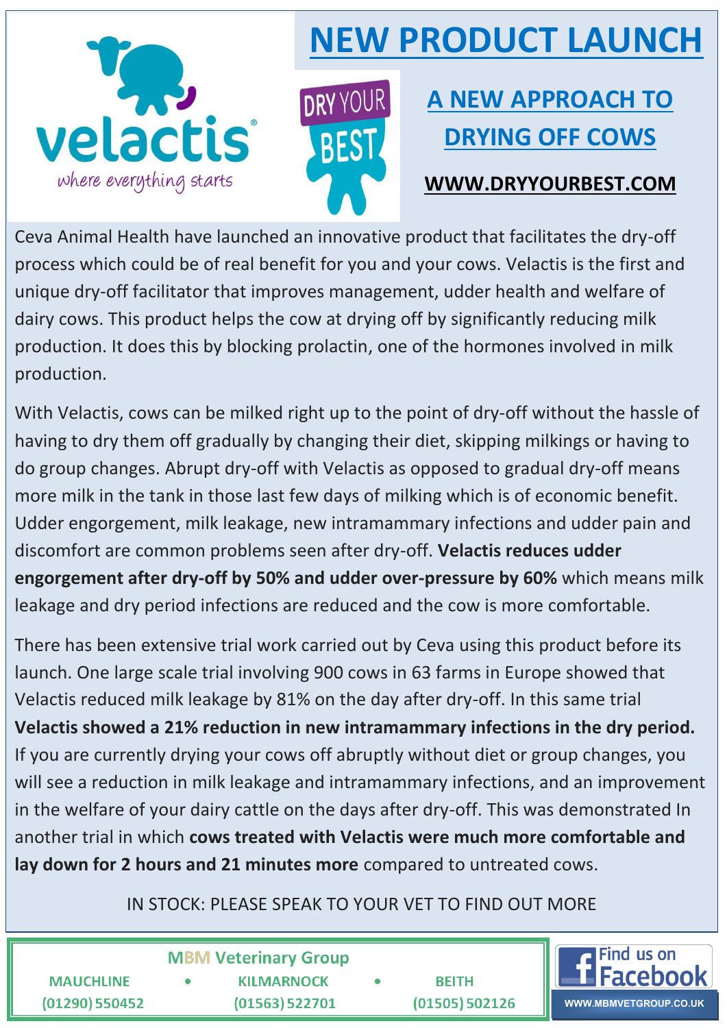velactis

*where everything starts*

DRY YOUR BEST

# NEW PRODUCT LAUNCH

## A NEW APPROACH TO DRYING OFF COWS

**WWW.DRYYOURBEST.COM**

Ceva Animal Health have launched an innovative product that facilitates the dry-off process which could be of real benefit for you and your cows. Velactis is the first and unique dry-off facilitator that improves management, udder health and welfare of dairy cows. This product helps the cow at drying off by significantly reducing milk production. It does this by blocking prolactin, one of the hormones involved in milk production.

With Velactis, cows can be milked right up to the point of dry-off without the hassle of having to dry them off gradually by changing their diet, skipping milkings or having to do group changes. Abrupt dry-off with Velactis as opposed to gradual dry-off means more milk in the tank in those last few days of milking which is of economic benefit. Udder engorgement, milk leakage, new intramammary infections and udder pain and discomfort are common problems seen after dry-off. **Velactis reduces udder engorgement after dry-off by 50% and udder over-pressure by 60%** which means milk leakage and dry period infections are reduced and the cow is more comfortable.

There has been extensive trial work carried out by Ceva using this product before its launch. One large scale trial involving 900 cows in 63 farms in Europe showed that Velactis reduced milk leakage by 81% on the day after dry-off. In this same trial **Velactis showed a 21% reduction in new intramammary infections in the dry period.** If you are currently drying your cows off abruptly without diet or group changes, you will see a reduction in milk leakage and intramammary infections, and an improvement in the welfare of your dairy cattle on the days after dry-off. This was demonstrated In another trial in which **cows treated with Velactis were much more comfortable and lay down for 2 hours and 21 minutes more** compared to untreated cows.

IN STOCK: PLEASE SPEAK TO YOUR VET TO FIND OUT MORE

MBM Veterinary Group

MAUCHLINE (01290) 550452 • KILMARNOCK (01563) 522701 • BEITH (01505) 502126

Find us on Facebook

WWW.MBMVETGROUP.CO.UK